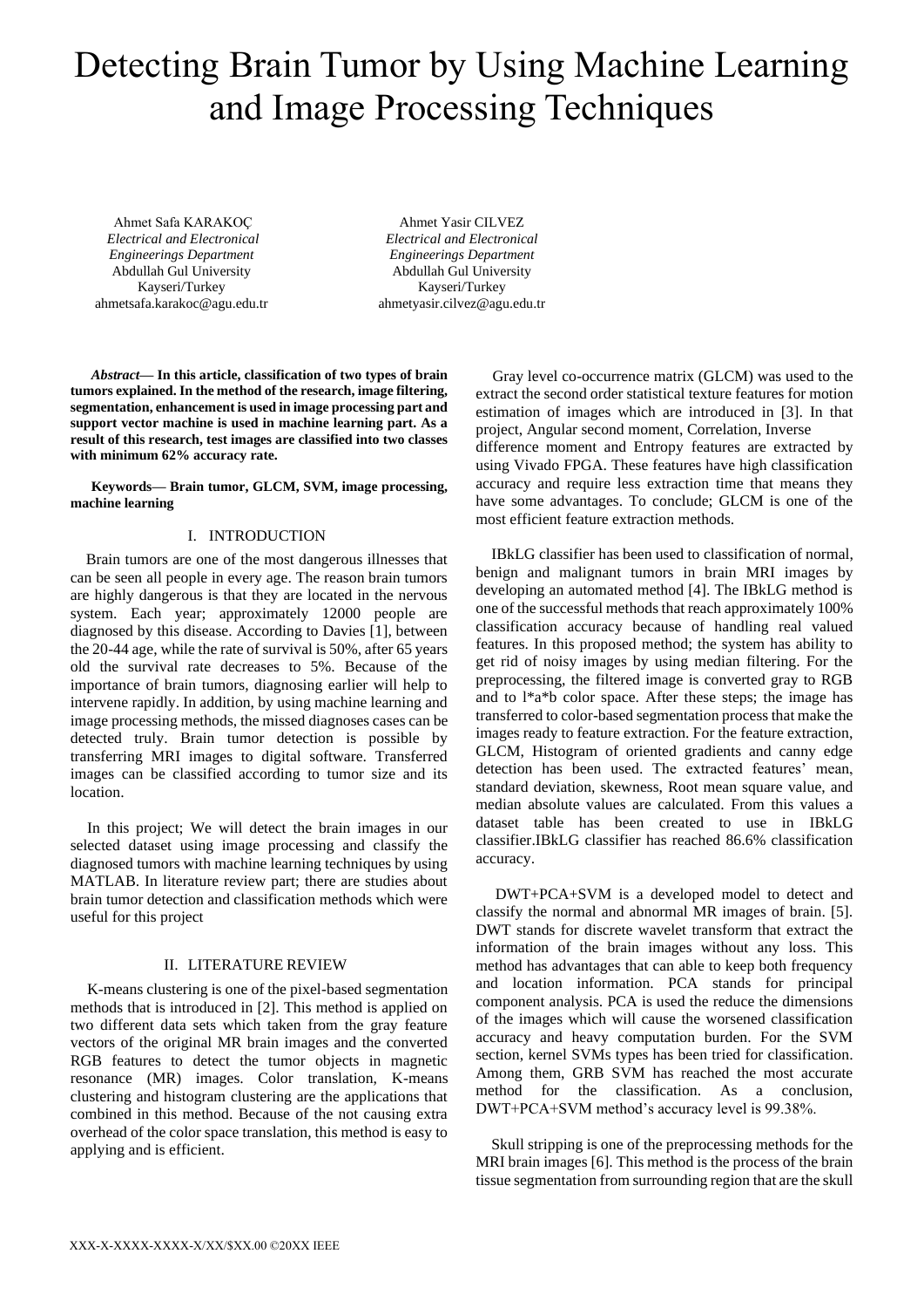# Detecting Brain Tumor by Using Machine Learning and Image Processing Techniques

Ahmet Safa KARAKOÇ
*Electrical and Electronical Engineerings Department*
Abdullah Gul University
Kayseri/Turkey
ahmetsafa.karakoc@agu.edu.tr

Ahmet Yasir CILVEZ
*Electrical and Electronical Engineerings Department*
Abdullah Gul University
Kayseri/Turkey
ahmetyasir.cilvez@agu.edu.tr

***Abstract*— In this article, classification of two types of brain tumors explained. In the method of the research, image filtering, segmentation, enhancement is used in image processing part and support vector machine is used in machine learning part. As a result of this research, test images are classified into two classes with minimum 62% accuracy rate.**

**Keywords— Brain tumor, GLCM, SVM, image processing, machine learning**

## I. INTRODUCTION

Brain tumors are one of the most dangerous illnesses that can be seen all people in every age. The reason brain tumors are highly dangerous is that they are located in the nervous system. Each year; approximately 12000 people are diagnosed by this disease. According to Davies [1], between the 20-44 age, while the rate of survival is 50%, after 65 years old the survival rate decreases to 5%. Because of the importance of brain tumors, diagnosing earlier will help to intervene rapidly. In addition, by using machine learning and image processing methods, the missed diagnoses cases can be detected truly. Brain tumor detection is possible by transferring MRI images to digital software. Transferred images can be classified according to tumor size and its location.

In this project; We will detect the brain images in our selected dataset using image processing and classify the diagnosed tumors with machine learning techniques by using MATLAB. In literature review part; there are studies about brain tumor detection and classification methods which were useful for this project

## II. LITERATURE REVIEW

K-means clustering is one of the pixel-based segmentation methods that is introduced in [2]. This method is applied on two different data sets which taken from the gray feature vectors of the original MR brain images and the converted RGB features to detect the tumor objects in magnetic resonance (MR) images. Color translation, K-means clustering and histogram clustering are the applications that combined in this method. Because of the not causing extra overhead of the color space translation, this method is easy to applying and is efficient.

Gray level co-occurrence matrix (GLCM) was used to the extract the second order statistical texture features for motion estimation of images which are introduced in [3]. In that project, Angular second moment, Correlation, Inverse difference moment and Entropy features are extracted by using Vivado FPGA. These features have high classification accuracy and require less extraction time that means they have some advantages. To conclude; GLCM is one of the most efficient feature extraction methods.

IBkLG classifier has been used to classification of normal, benign and malignant tumors in brain MRI images by developing an automated method [4]. The IBkLG method is one of the successful methods that reach approximately 100% classification accuracy because of handling real valued features. In this proposed method; the system has ability to get rid of noisy images by using median filtering. For the preprocessing, the filtered image is converted gray to RGB and to l*a*b color space. After these steps; the image has transferred to color-based segmentation process that make the images ready to feature extraction. For the feature extraction, GLCM, Histogram of oriented gradients and canny edge detection has been used. The extracted features' mean, standard deviation, skewness, Root mean square value, and median absolute values are calculated. From this values a dataset table has been created to use in IBkLG classifier.IBkLG classifier has reached 86.6% classification accuracy.

DWT+PCA+SVM is a developed model to detect and classify the normal and abnormal MR images of brain. [5]. DWT stands for discrete wavelet transform that extract the information of the brain images without any loss. This method has advantages that can able to keep both frequency and location information. PCA stands for principal component analysis. PCA is used the reduce the dimensions of the images which will cause the worsened classification accuracy and heavy computation burden. For the SVM section, kernel SVMs types has been tried for classification. Among them, GRB SVM has reached the most accurate method for the classification. As a conclusion, DWT+PCA+SVM method's accuracy level is 99.38%.

Skull stripping is one of the preprocessing methods for the MRI brain images [6]. This method is the process of the brain tissue segmentation from surrounding region that are the skull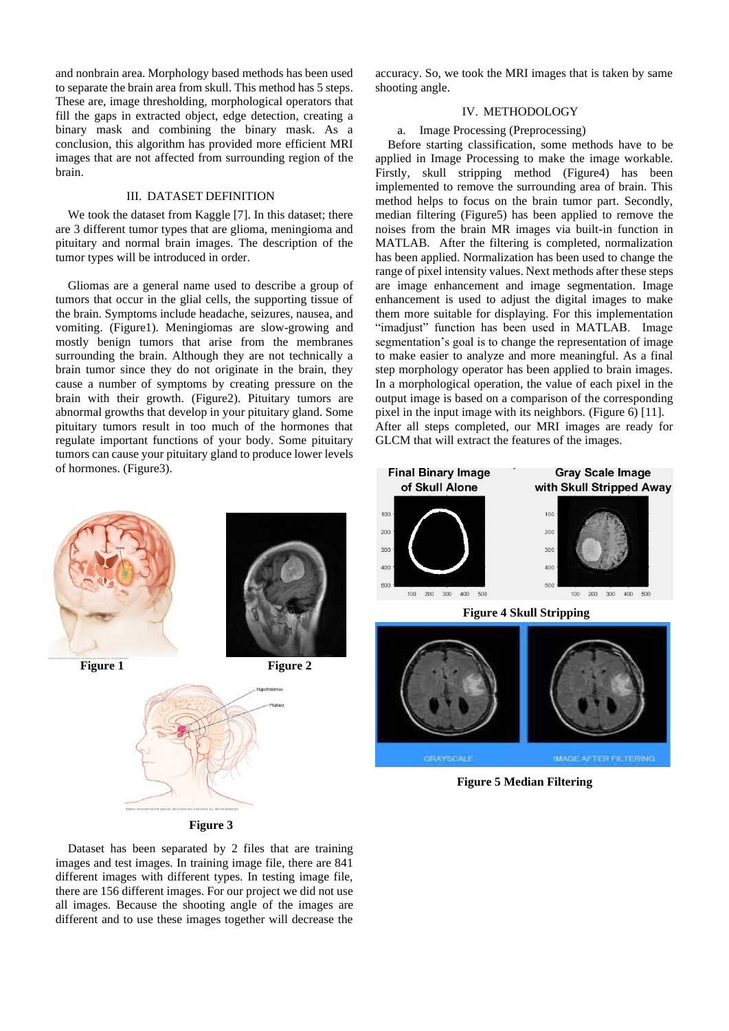and nonbrain area. Morphology based methods has been used to separate the brain area from skull. This method has 5 steps. These are, image thresholding, morphological operators that fill the gaps in extracted object, edge detection, creating a binary mask and combining the binary mask. As a conclusion, this algorithm has provided more efficient MRI images that are not affected from surrounding region of the brain.

## III. DATASET DEFINITION

We took the dataset from Kaggle [7]. In this dataset; there are 3 different tumor types that are glioma, meningioma and pituitary and normal brain images. The description of the tumor types will be introduced in order.

Gliomas are a general name used to describe a group of tumors that occur in the glial cells, the supporting tissue of the brain. Symptoms include headache, seizures, nausea, and vomiting. (Figure1). Meningiomas are slow-growing and mostly benign tumors that arise from the membranes surrounding the brain. Although they are not technically a brain tumor since they do not originate in the brain, they cause a number of symptoms by creating pressure on the brain with their growth. (Figure2). Pituitary tumors are abnormal growths that develop in your pituitary gland. Some pituitary tumors result in too much of the hormones that regulate important functions of your body. Some pituitary tumors can cause your pituitary gland to produce lower levels of hormones. (Figure3).

**Figure 1**

**Figure 2**

**Figure 3**

Dataset has been separated by 2 files that are training images and test images. In training image file, there are 841 different images with different types. In testing image file, there are 156 different images. For our project we did not use all images. Because the shooting angle of the images are different and to use these images together will decrease the accuracy. So, we took the MRI images that is taken by same shooting angle.

## IV. METHODOLOGY

### a. Image Processing (Preprocessing)

Before starting classification, some methods have to be applied in Image Processing to make the image workable. Firstly, skull stripping method (Figure4) has been implemented to remove the surrounding area of brain. This method helps to focus on the brain tumor part. Secondly, median filtering (Figure5) has been applied to remove the noises from the brain MR images via built-in function in MATLAB. After the filtering is completed, normalization has been applied. Normalization has been used to change the range of pixel intensity values. Next methods after these steps are image enhancement and image segmentation. Image enhancement is used to adjust the digital images to make them more suitable for displaying. For this implementation "imadjust" function has been used in MATLAB. Image segmentation's goal is to change the representation of image to make easier to analyze and more meaningful. As a final step morphology operator has been applied to brain images. In a morphological operation, the value of each pixel in the output image is based on a comparison of the corresponding pixel in the input image with its neighbors. (Figure 6) [11]. After all steps completed, our MRI images are ready for GLCM that will extract the features of the images.

**Figure 4 Skull Stripping**

**Figure 5 Median Filtering**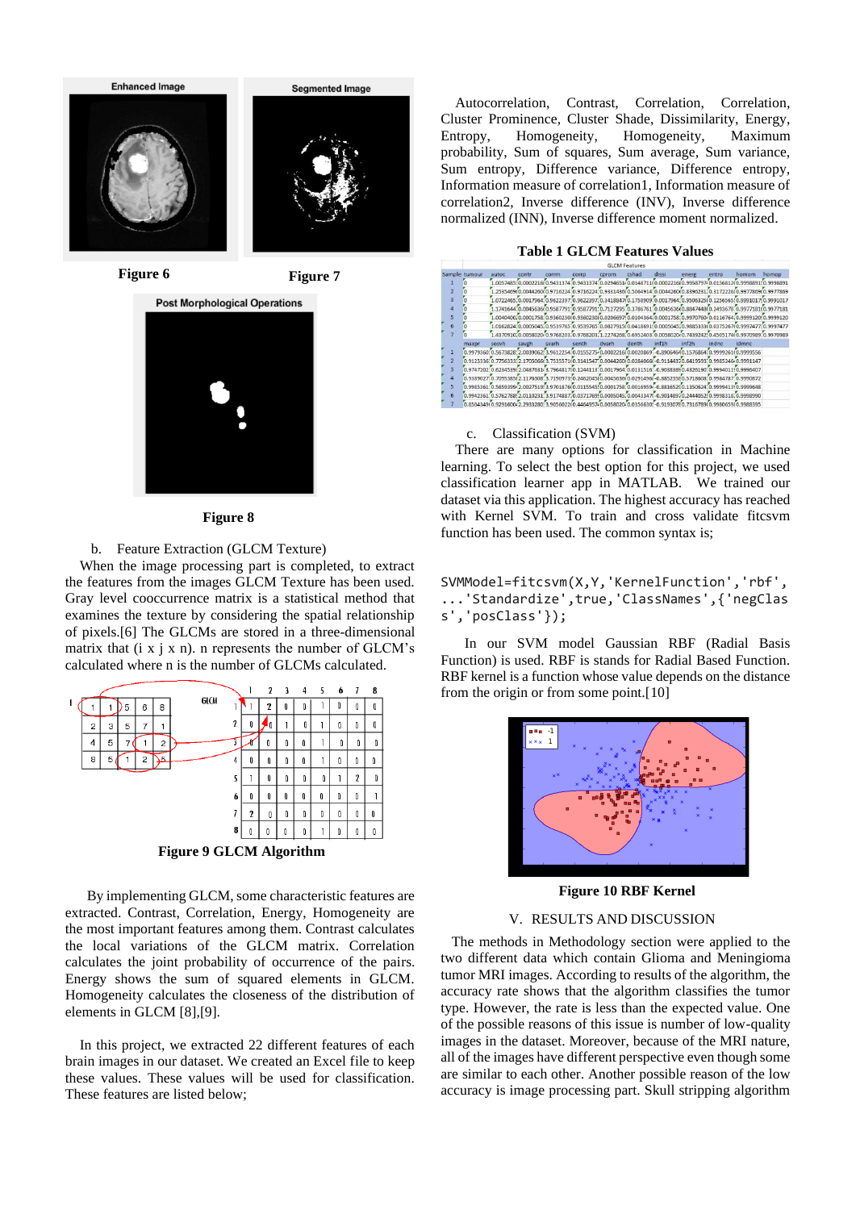Figure 6

Figure 7

Figure 8

b. Feature Extraction (GLCM Texture)

When the image processing part is completed, to extract the features from the images GLCM Texture has been used. Gray level cooccurrence matrix is a statistical method that examines the texture by considering the spatial relationship of pixels.[6] The GLCMs are stored in a three-dimensional matrix that (i x j x n). n represents the number of GLCM's calculated where n is the number of GLCMs calculated.

Figure 9 GLCM Algorithm

By implementing GLCM, some characteristic features are extracted. Contrast, Correlation, Energy, Homogeneity are the most important features among them. Contrast calculates the local variations of the GLCM matrix. Correlation calculates the joint probability of occurrence of the pairs. Energy shows the sum of squared elements in GLCM. Homogeneity calculates the closeness of the distribution of elements in GLCM [8],[9].

In this project, we extracted 22 different features of each brain images in our dataset. We created an Excel file to keep these values. These values will be used for classification. These features are listed below;

Autocorrelation, Contrast, Correlation, Correlation, Cluster Prominence, Cluster Shade, Dissimilarity, Energy, Entropy, Homogeneity, Homogeneity, Maximum probability, Sum of squares, Sum average, Sum variance, Sum entropy, Difference variance, Difference entropy, Information measure of correlation1, Information measure of correlation2, Inverse difference (INV), Inverse difference normalized (INN), Inverse difference moment normalized.

**Table 1 GLCM Features Values**

c. Classification (SVM)

There are many options for classification in Machine learning. To select the best option for this project, we used classification learner app in MATLAB. We trained our dataset via this application. The highest accuracy has reached with Kernel SVM. To train and cross validate fitcsvm function has been used. The common syntax is;

```
SVMModel=fitcsvm(X,Y,'KernelFunction','rbf',
...'Standardize',true,'ClassNames',{'negClas
s','posClass'});
```

In our SVM model Gaussian RBF (Radial Basis Function) is used. RBF is stands for Radial Based Function. RBF kernel is a function whose value depends on the distance from the origin or from some point.[10]

Figure 10 RBF Kernel

## V. RESULTS AND DISCUSSION

The methods in Methodology section were applied to the two different data which contain Glioma and Meningioma tumor MRI images. According to results of the algorithm, the accuracy rate shows that the algorithm classifies the tumor type. However, the rate is less than the expected value. One of the possible reasons of this issue is number of low-quality images in the dataset. Moreover, because of the MRI nature, all of the images have different perspective even though some are similar to each other. Another possible reason of the low accuracy is image processing part. Skull stripping algorithm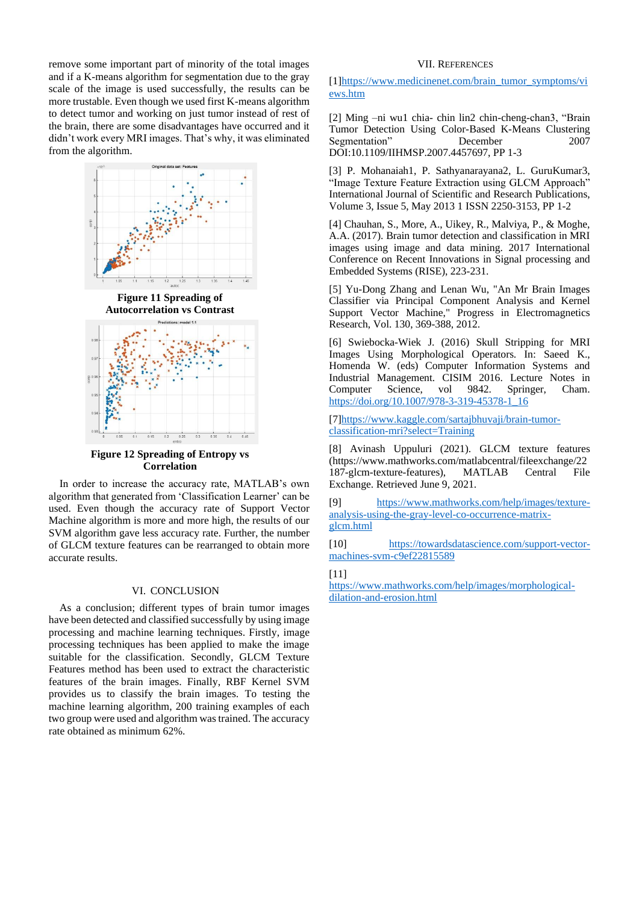remove some important part of minority of the total images and if a K-means algorithm for segmentation due to the gray scale of the image is used successfully, the results can be more trustable. Even though we used first K-means algorithm to detect tumor and working on just tumor instead of rest of the brain, there are some disadvantages have occurred and it didn't work every MRI images. That's why, it was eliminated from the algorithm.

Original data set: Features

autoc

contr

**Figure 11 Spreading of Autocorrelation vs Contrast**

Predictions: model 1.1

entro

corrp

**Figure 12 Spreading of Entropy vs Correlation**

In order to increase the accuracy rate, MATLAB's own algorithm that generated from 'Classification Learner' can be used. Even though the accuracy rate of Support Vector Machine algorithm is more and more high, the results of our SVM algorithm gave less accuracy rate. Further, the number of GLCM texture features can be rearranged to obtain more accurate results.

## VI. CONCLUSION

As a conclusion; different types of brain tumor images have been detected and classified successfully by using image processing and machine learning techniques. Firstly, image processing techniques has been applied to make the image suitable for the classification. Secondly, GLCM Texture Features method has been used to extract the characteristic features of the brain images. Finally, RBF Kernel SVM provides us to classify the brain images. To testing the machine learning algorithm, 200 training examples of each two group were used and algorithm was trained. The accuracy rate obtained as minimum 62%.

## VII. REFERENCES

[1]https://www.medicinenet.com/brain_tumor_symptoms/views.htm

[2] Ming –ni wu1 chia- chin lin2 chin-cheng-chan3, "Brain Tumor Detection Using Color-Based K-Means Clustering Segmentation" December 2007 DOI:10.1109/IIHMSP.2007.4457697, PP 1-3

[3] P. Mohanaiah1, P. Sathyanarayana2, L. GuruKumar3, "Image Texture Feature Extraction using GLCM Approach" International Journal of Scientific and Research Publications, Volume 3, Issue 5, May 2013 1 ISSN 2250-3153, PP 1-2

[4] Chauhan, S., More, A., Uikey, R., Malviya, P., & Moghe, A.A. (2017). Brain tumor detection and classification in MRI images using image and data mining. 2017 International Conference on Recent Innovations in Signal processing and Embedded Systems (RISE), 223-231.

[5] Yu-Dong Zhang and Lenan Wu, "An Mr Brain Images Classifier via Principal Component Analysis and Kernel Support Vector Machine," Progress in Electromagnetics Research, Vol. 130, 369-388, 2012.

[6] Swiebocka-Wiek J. (2016) Skull Stripping for MRI Images Using Morphological Operators. In: Saeed K., Homenda W. (eds) Computer Information Systems and Industrial Management. CISIM 2016. Lecture Notes in Computer Science, vol 9842. Springer, Cham. https://doi.org/10.1007/978-3-319-45378-1_16

[7]https://www.kaggle.com/sartajbhuvaji/brain-tumor-classification-mri?select=Training

[8] Avinash Uppuluri (2021). GLCM texture features (https://www.mathworks.com/matlabcentral/fileexchange/22187-glcm-texture-features), MATLAB Central File Exchange. Retrieved June 9, 2021.

[9] https://www.mathworks.com/help/images/texture-analysis-using-the-gray-level-co-occurrence-matrix-glcm.html

[10] https://towardsdatascience.com/support-vector-machines-svm-c9ef22815589

[11] https://www.mathworks.com/help/images/morphological-dilation-and-erosion.html